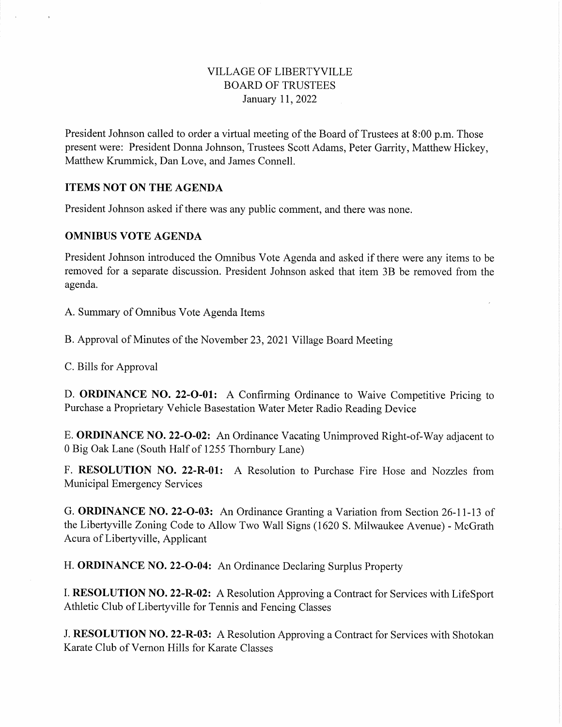VILLAGE OF LIBERTYVILLE
BOARD OF TRUSTEES
January 11, 2022

President Johnson called to order a virtual meeting of the Board of Trustees at 8:00 p.m. Those present were: President Donna Johnson, Trustees Scott Adams, Peter Garrity, Matthew Hickey, Matthew Krummick, Dan Love, and James Connell.

## ITEMS NOT ON THE AGENDA

President Johnson asked if there was any public comment, and there was none.

## OMNIBUS VOTE AGENDA

President Johnson introduced the Omnibus Vote Agenda and asked if there were any items to be removed for a separate discussion. President Johnson asked that item 3B be removed from the agenda.

A. Summary of Omnibus Vote Agenda Items

B. Approval of Minutes of the November 23, 2021 Village Board Meeting

C. Bills for Approval

D. **ORDINANCE NO. 22-O-01:** A Confirming Ordinance to Waive Competitive Pricing to Purchase a Proprietary Vehicle Basestation Water Meter Radio Reading Device

E. **ORDINANCE NO. 22-O-02:** An Ordinance Vacating Unimproved Right-of-Way adjacent to 0 Big Oak Lane (South Half of 1255 Thornbury Lane)

F. **RESOLUTION NO. 22-R-01:** A Resolution to Purchase Fire Hose and Nozzles from Municipal Emergency Services

G. **ORDINANCE NO. 22-O-03:** An Ordinance Granting a Variation from Section 26-11-13 of the Libertyville Zoning Code to Allow Two Wall Signs (1620 S. Milwaukee Avenue) - McGrath Acura of Libertyville, Applicant

H. **ORDINANCE NO. 22-O-04:** An Ordinance Declaring Surplus Property

I. **RESOLUTION NO. 22-R-02:** A Resolution Approving a Contract for Services with LifeSport Athletic Club of Libertyville for Tennis and Fencing Classes

J. **RESOLUTION NO. 22-R-03:** A Resolution Approving a Contract for Services with Shotokan Karate Club of Vernon Hills for Karate Classes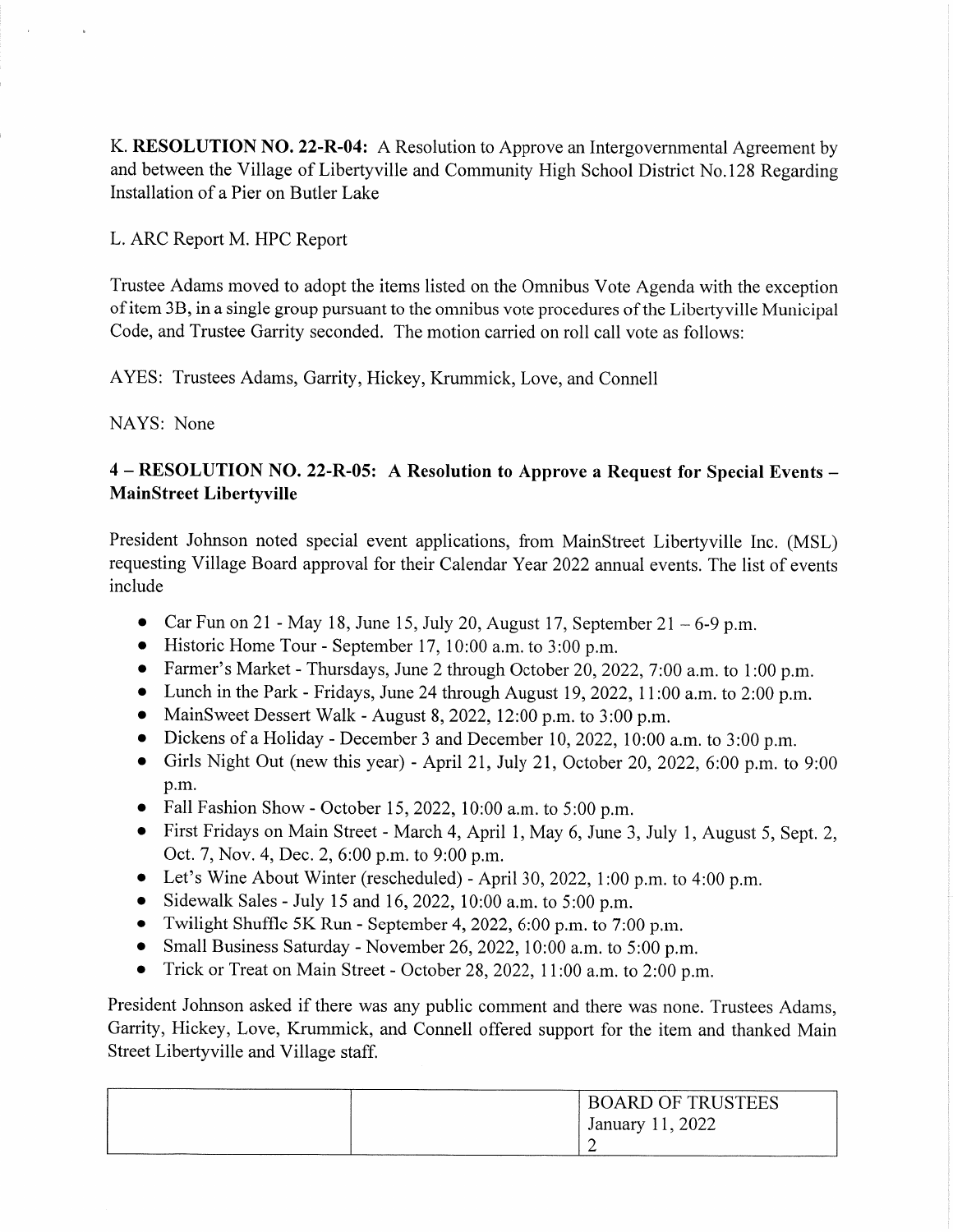K. **RESOLUTION NO. 22-R-04:** A Resolution to Approve an Intergovernmental Agreement by and between the Village of Libertyville and Community High School District No.128 Regarding Installation of a Pier on Butler Lake

L. ARC Report M. HPC Report

Trustee Adams moved to adopt the items listed on the Omnibus Vote Agenda with the exception of item 3B, in a single group pursuant to the omnibus vote procedures of the Libertyville Municipal Code, and Trustee Garrity seconded. The motion carried on roll call vote as follows:

AYES: Trustees Adams, Garrity, Hickey, Krummick, Love, and Connell

NAYS: None

**4 – RESOLUTION NO. 22-R-05: A Resolution to Approve a Request for Special Events – MainStreet Libertyville**

President Johnson noted special event applications, from MainStreet Libertyville Inc. (MSL) requesting Village Board approval for their Calendar Year 2022 annual events. The list of events include

- Car Fun on 21 - May 18, June 15, July 20, August 17, September 21 – 6-9 p.m.
- Historic Home Tour - September 17, 10:00 a.m. to 3:00 p.m.
- Farmer's Market - Thursdays, June 2 through October 20, 2022, 7:00 a.m. to 1:00 p.m.
- Lunch in the Park - Fridays, June 24 through August 19, 2022, 11:00 a.m. to 2:00 p.m.
- MainSweet Dessert Walk - August 8, 2022, 12:00 p.m. to 3:00 p.m.
- Dickens of a Holiday - December 3 and December 10, 2022, 10:00 a.m. to 3:00 p.m.
- Girls Night Out (new this year) - April 21, July 21, October 20, 2022, 6:00 p.m. to 9:00 p.m.
- Fall Fashion Show - October 15, 2022, 10:00 a.m. to 5:00 p.m.
- First Fridays on Main Street - March 4, April 1, May 6, June 3, July 1, August 5, Sept. 2, Oct. 7, Nov. 4, Dec. 2, 6:00 p.m. to 9:00 p.m.
- Let's Wine About Winter (rescheduled) - April 30, 2022, 1:00 p.m. to 4:00 p.m.
- Sidewalk Sales - July 15 and 16, 2022, 10:00 a.m. to 5:00 p.m.
- Twilight Shuffle 5K Run - September 4, 2022, 6:00 p.m. to 7:00 p.m.
- Small Business Saturday - November 26, 2022, 10:00 a.m. to 5:00 p.m.
- Trick or Treat on Main Street - October 28, 2022, 11:00 a.m. to 2:00 p.m.

President Johnson asked if there was any public comment and there was none. Trustees Adams, Garrity, Hickey, Love, Krummick, and Connell offered support for the item and thanked Main Street Libertyville and Village staff.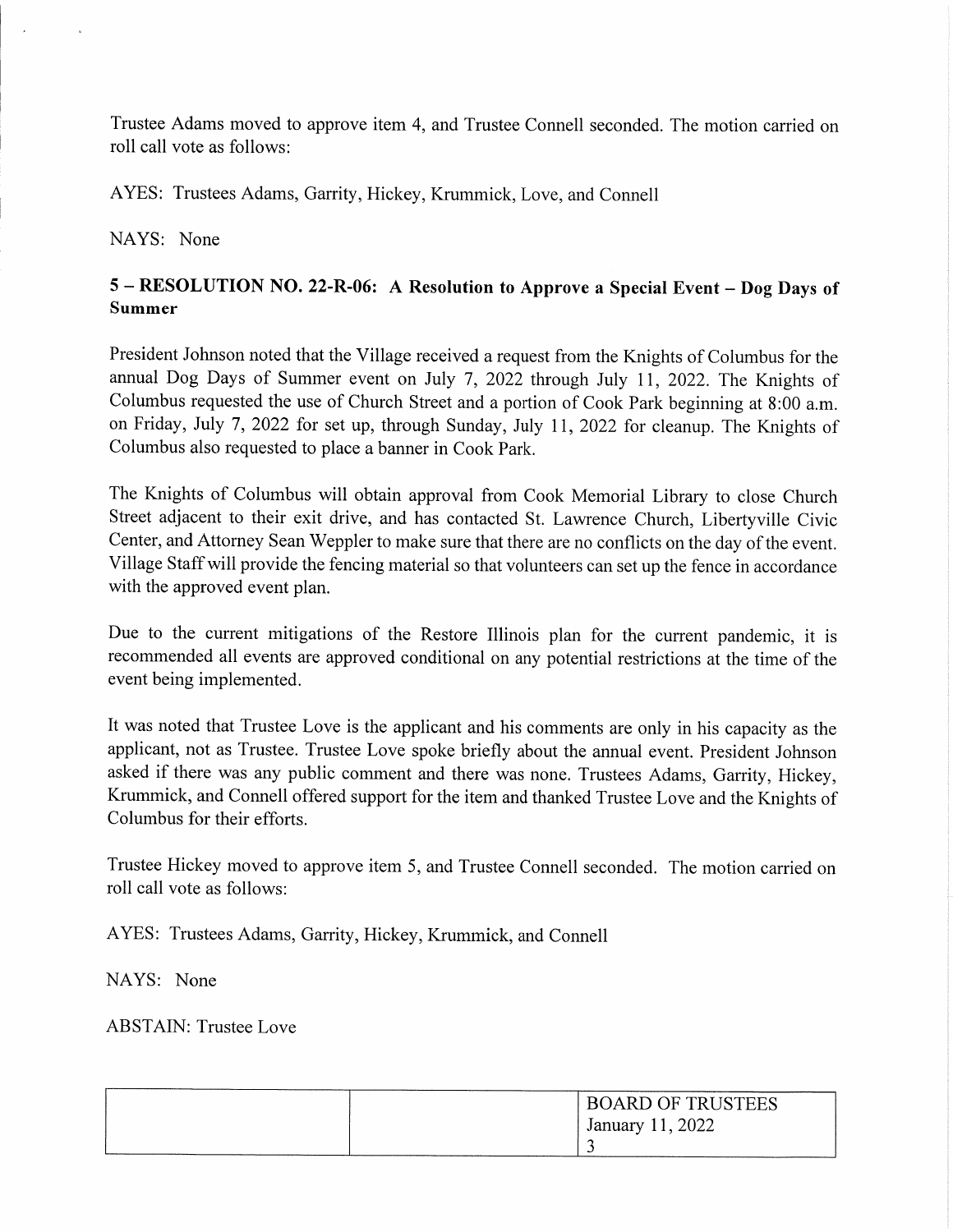Trustee Adams moved to approve item 4, and Trustee Connell seconded. The motion carried on roll call vote as follows:

AYES: Trustees Adams, Garrity, Hickey, Krummick, Love, and Connell

NAYS: None

### 5 – RESOLUTION NO. 22-R-06: A Resolution to Approve a Special Event – Dog Days of Summer

President Johnson noted that the Village received a request from the Knights of Columbus for the annual Dog Days of Summer event on July 7, 2022 through July 11, 2022. The Knights of Columbus requested the use of Church Street and a portion of Cook Park beginning at 8:00 a.m. on Friday, July 7, 2022 for set up, through Sunday, July 11, 2022 for cleanup. The Knights of Columbus also requested to place a banner in Cook Park.

The Knights of Columbus will obtain approval from Cook Memorial Library to close Church Street adjacent to their exit drive, and has contacted St. Lawrence Church, Libertyville Civic Center, and Attorney Sean Weppler to make sure that there are no conflicts on the day of the event. Village Staff will provide the fencing material so that volunteers can set up the fence in accordance with the approved event plan.

Due to the current mitigations of the Restore Illinois plan for the current pandemic, it is recommended all events are approved conditional on any potential restrictions at the time of the event being implemented.

It was noted that Trustee Love is the applicant and his comments are only in his capacity as the applicant, not as Trustee. Trustee Love spoke briefly about the annual event. President Johnson asked if there was any public comment and there was none. Trustees Adams, Garrity, Hickey, Krummick, and Connell offered support for the item and thanked Trustee Love and the Knights of Columbus for their efforts.

Trustee Hickey moved to approve item 5, and Trustee Connell seconded. The motion carried on roll call vote as follows:

AYES: Trustees Adams, Garrity, Hickey, Krummick, and Connell

NAYS: None

ABSTAIN: Trustee Love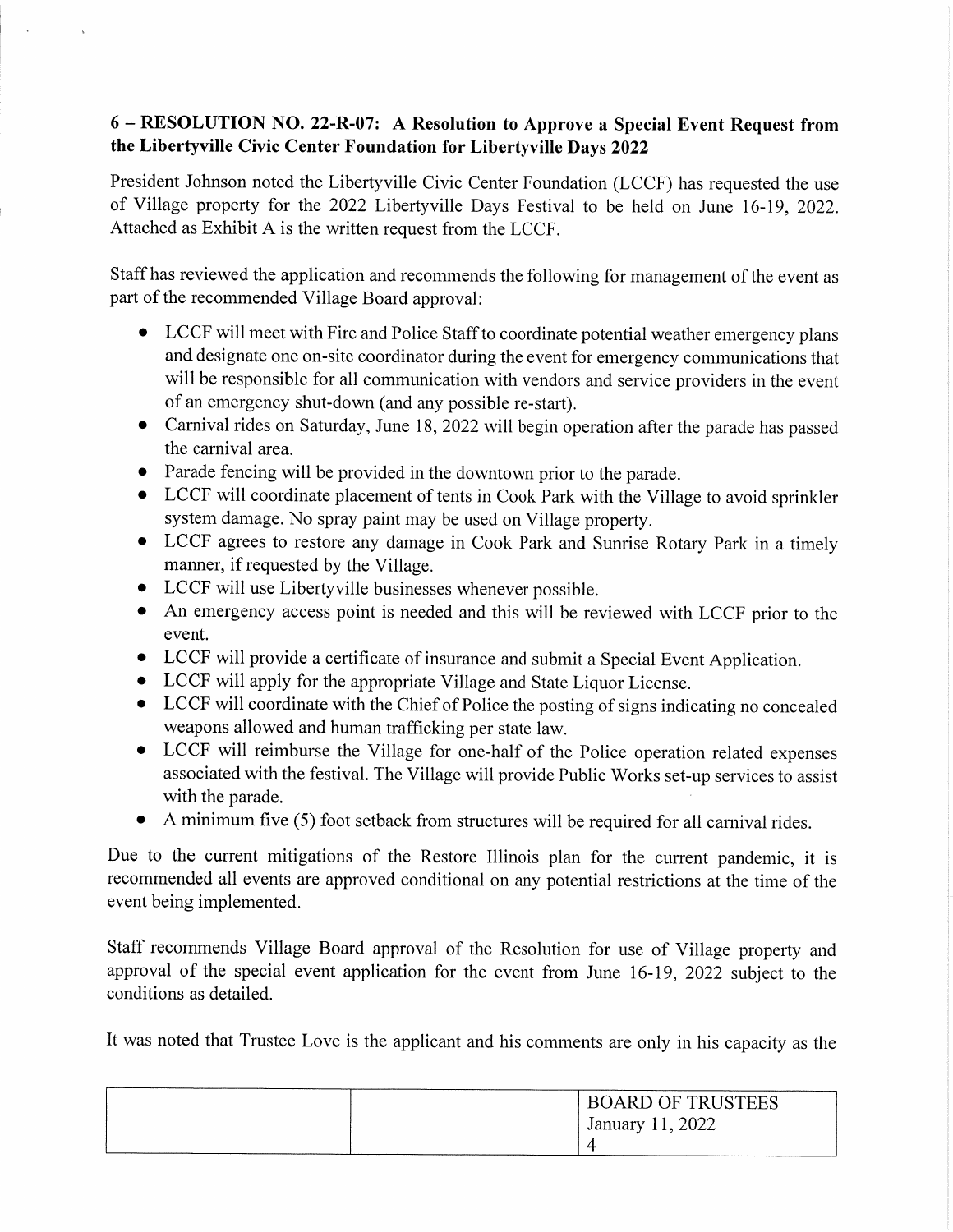### 6 – RESOLUTION NO. 22-R-07: A Resolution to Approve a Special Event Request from the Libertyville Civic Center Foundation for Libertyville Days 2022

President Johnson noted the Libertyville Civic Center Foundation (LCCF) has requested the use of Village property for the 2022 Libertyville Days Festival to be held on June 16-19, 2022. Attached as Exhibit A is the written request from the LCCF.

Staff has reviewed the application and recommends the following for management of the event as part of the recommended Village Board approval:

- LCCF will meet with Fire and Police Staff to coordinate potential weather emergency plans and designate one on-site coordinator during the event for emergency communications that will be responsible for all communication with vendors and service providers in the event of an emergency shut-down (and any possible re-start).
- Carnival rides on Saturday, June 18, 2022 will begin operation after the parade has passed the carnival area.
- Parade fencing will be provided in the downtown prior to the parade.
- LCCF will coordinate placement of tents in Cook Park with the Village to avoid sprinkler system damage. No spray paint may be used on Village property.
- LCCF agrees to restore any damage in Cook Park and Sunrise Rotary Park in a timely manner, if requested by the Village.
- LCCF will use Libertyville businesses whenever possible.
- An emergency access point is needed and this will be reviewed with LCCF prior to the event.
- LCCF will provide a certificate of insurance and submit a Special Event Application.
- LCCF will apply for the appropriate Village and State Liquor License.
- LCCF will coordinate with the Chief of Police the posting of signs indicating no concealed weapons allowed and human trafficking per state law.
- LCCF will reimburse the Village for one-half of the Police operation related expenses associated with the festival. The Village will provide Public Works set-up services to assist with the parade.
- A minimum five (5) foot setback from structures will be required for all carnival rides.

Due to the current mitigations of the Restore Illinois plan for the current pandemic, it is recommended all events are approved conditional on any potential restrictions at the time of the event being implemented.

Staff recommends Village Board approval of the Resolution for use of Village property and approval of the special event application for the event from June 16-19, 2022 subject to the conditions as detailed.

It was noted that Trustee Love is the applicant and his comments are only in his capacity as the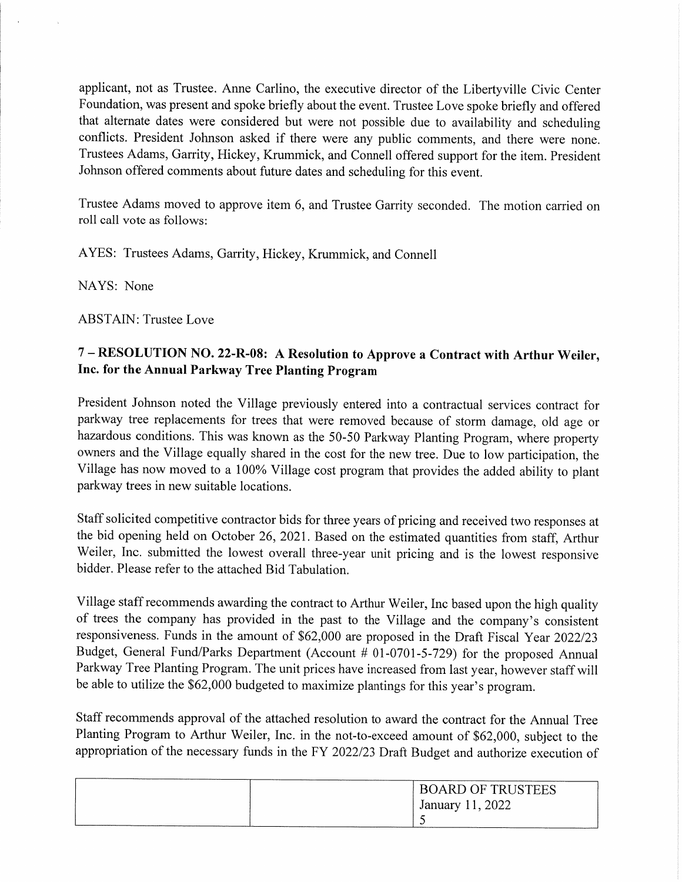applicant, not as Trustee. Anne Carlino, the executive director of the Libertyville Civic Center Foundation, was present and spoke briefly about the event. Trustee Love spoke briefly and offered that alternate dates were considered but were not possible due to availability and scheduling conflicts. President Johnson asked if there were any public comments, and there were none. Trustees Adams, Garrity, Hickey, Krummick, and Connell offered support for the item. President Johnson offered comments about future dates and scheduling for this event.

Trustee Adams moved to approve item 6, and Trustee Garrity seconded. The motion carried on roll call vote as follows:

AYES: Trustees Adams, Garrity, Hickey, Krummick, and Connell

NAYS: None

ABSTAIN: Trustee Love

## 7 – RESOLUTION NO. 22-R-08: A Resolution to Approve a Contract with Arthur Weiler, Inc. for the Annual Parkway Tree Planting Program

President Johnson noted the Village previously entered into a contractual services contract for parkway tree replacements for trees that were removed because of storm damage, old age or hazardous conditions. This was known as the 50-50 Parkway Planting Program, where property owners and the Village equally shared in the cost for the new tree. Due to low participation, the Village has now moved to a 100% Village cost program that provides the added ability to plant parkway trees in new suitable locations.

Staff solicited competitive contractor bids for three years of pricing and received two responses at the bid opening held on October 26, 2021. Based on the estimated quantities from staff, Arthur Weiler, Inc. submitted the lowest overall three-year unit pricing and is the lowest responsive bidder. Please refer to the attached Bid Tabulation.

Village staff recommends awarding the contract to Arthur Weiler, Inc based upon the high quality of trees the company has provided in the past to the Village and the company's consistent responsiveness. Funds in the amount of $62,000 are proposed in the Draft Fiscal Year 2022/23 Budget, General Fund/Parks Department (Account # 01-0701-5-729) for the proposed Annual Parkway Tree Planting Program. The unit prices have increased from last year, however staff will be able to utilize the $62,000 budgeted to maximize plantings for this year's program.

Staff recommends approval of the attached resolution to award the contract for the Annual Tree Planting Program to Arthur Weiler, Inc. in the not-to-exceed amount of $62,000, subject to the appropriation of the necessary funds in the FY 2022/23 Draft Budget and authorize execution of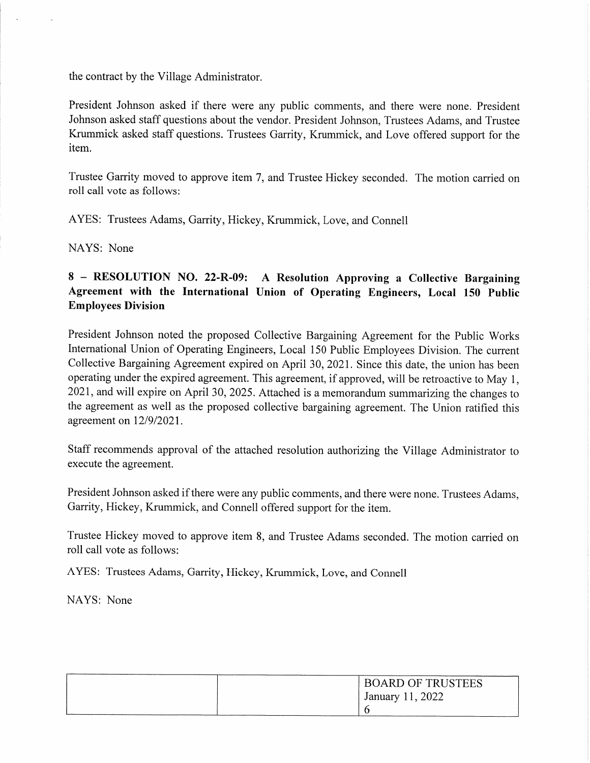the contract by the Village Administrator.

President Johnson asked if there were any public comments, and there were none. President Johnson asked staff questions about the vendor. President Johnson, Trustees Adams, and Trustee Krummick asked staff questions. Trustees Garrity, Krummick, and Love offered support for the item.

Trustee Garrity moved to approve item 7, and Trustee Hickey seconded. The motion carried on roll call vote as follows:

AYES: Trustees Adams, Garrity, Hickey, Krummick, Love, and Connell

NAYS: None

**8 – RESOLUTION NO. 22-R-09: A Resolution Approving a Collective Bargaining Agreement with the International Union of Operating Engineers, Local 150 Public Employees Division**

President Johnson noted the proposed Collective Bargaining Agreement for the Public Works International Union of Operating Engineers, Local 150 Public Employees Division. The current Collective Bargaining Agreement expired on April 30, 2021. Since this date, the union has been operating under the expired agreement. This agreement, if approved, will be retroactive to May 1, 2021, and will expire on April 30, 2025. Attached is a memorandum summarizing the changes to the agreement as well as the proposed collective bargaining agreement. The Union ratified this agreement on 12/9/2021.

Staff recommends approval of the attached resolution authorizing the Village Administrator to execute the agreement.

President Johnson asked if there were any public comments, and there were none. Trustees Adams, Garrity, Hickey, Krummick, and Connell offered support for the item.

Trustee Hickey moved to approve item 8, and Trustee Adams seconded. The motion carried on roll call vote as follows:

AYES: Trustees Adams, Garrity, Hickey, Krummick, Love, and Connell

NAYS: None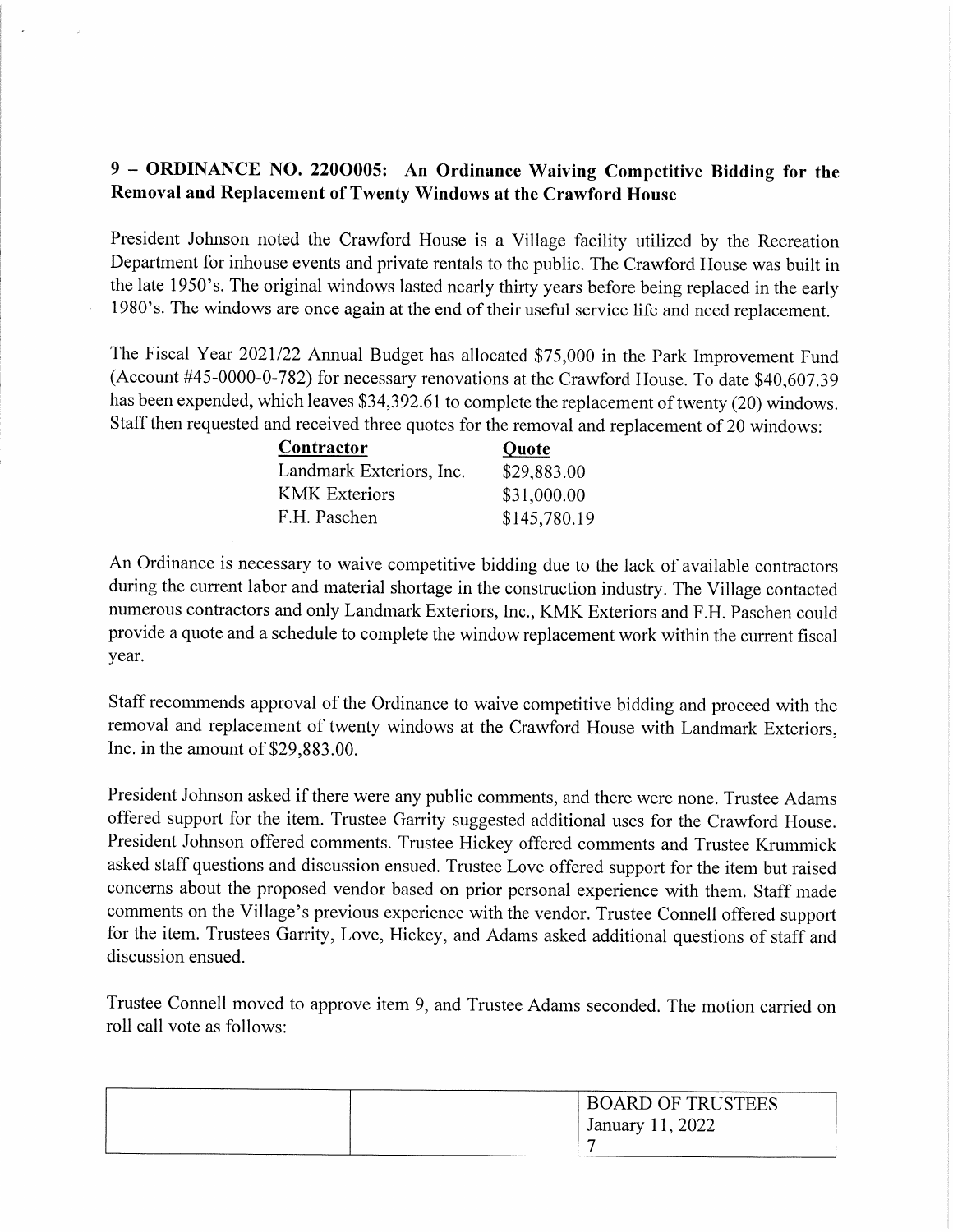## 9 – ORDINANCE NO. 22O0005: An Ordinance Waiving Competitive Bidding for the Removal and Replacement of Twenty Windows at the Crawford House

President Johnson noted the Crawford House is a Village facility utilized by the Recreation Department for inhouse events and private rentals to the public. The Crawford House was built in the late 1950's. The original windows lasted nearly thirty years before being replaced in the early 1980's. The windows are once again at the end of their useful service life and need replacement.

The Fiscal Year 2021/22 Annual Budget has allocated $75,000 in the Park Improvement Fund (Account #45-0000-0-782) for necessary renovations at the Crawford House. To date $40,607.39 has been expended, which leaves $34,392.61 to complete the replacement of twenty (20) windows. Staff then requested and received three quotes for the removal and replacement of 20 windows:

| Contractor | Quote |
|---|---|
| Landmark Exteriors, Inc. | $29,883.00 |
| KMK Exteriors | $31,000.00 |
| F.H. Paschen | $145,780.19 |

An Ordinance is necessary to waive competitive bidding due to the lack of available contractors during the current labor and material shortage in the construction industry. The Village contacted numerous contractors and only Landmark Exteriors, Inc., KMK Exteriors and F.H. Paschen could provide a quote and a schedule to complete the window replacement work within the current fiscal year.

Staff recommends approval of the Ordinance to waive competitive bidding and proceed with the removal and replacement of twenty windows at the Crawford House with Landmark Exteriors, Inc. in the amount of $29,883.00.

President Johnson asked if there were any public comments, and there were none. Trustee Adams offered support for the item. Trustee Garrity suggested additional uses for the Crawford House. President Johnson offered comments. Trustee Hickey offered comments and Trustee Krummick asked staff questions and discussion ensued. Trustee Love offered support for the item but raised concerns about the proposed vendor based on prior personal experience with them. Staff made comments on the Village's previous experience with the vendor. Trustee Connell offered support for the item. Trustees Garrity, Love, Hickey, and Adams asked additional questions of staff and discussion ensued.

Trustee Connell moved to approve item 9, and Trustee Adams seconded. The motion carried on roll call vote as follows: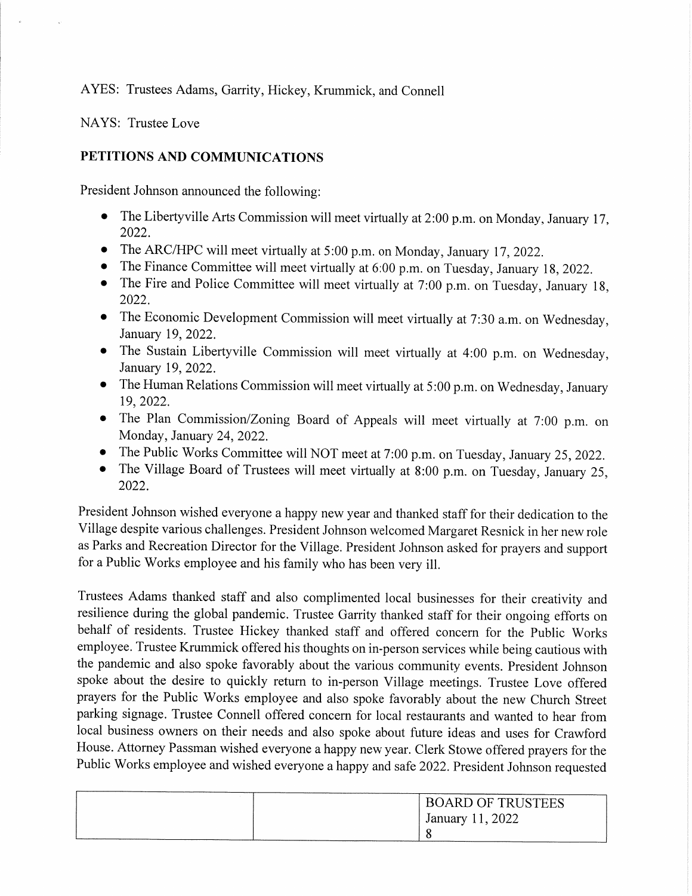AYES: Trustees Adams, Garrity, Hickey, Krummick, and Connell

NAYS: Trustee Love

## PETITIONS AND COMMUNICATIONS

President Johnson announced the following:

- The Libertyville Arts Commission will meet virtually at 2:00 p.m. on Monday, January 17, 2022.
- The ARC/HPC will meet virtually at 5:00 p.m. on Monday, January 17, 2022.
- The Finance Committee will meet virtually at 6:00 p.m. on Tuesday, January 18, 2022.
- The Fire and Police Committee will meet virtually at 7:00 p.m. on Tuesday, January 18, 2022.
- The Economic Development Commission will meet virtually at 7:30 a.m. on Wednesday, January 19, 2022.
- The Sustain Libertyville Commission will meet virtually at 4:00 p.m. on Wednesday, January 19, 2022.
- The Human Relations Commission will meet virtually at 5:00 p.m. on Wednesday, January 19, 2022.
- The Plan Commission/Zoning Board of Appeals will meet virtually at 7:00 p.m. on Monday, January 24, 2022.
- The Public Works Committee will NOT meet at 7:00 p.m. on Tuesday, January 25, 2022.
- The Village Board of Trustees will meet virtually at 8:00 p.m. on Tuesday, January 25, 2022.

President Johnson wished everyone a happy new year and thanked staff for their dedication to the Village despite various challenges. President Johnson welcomed Margaret Resnick in her new role as Parks and Recreation Director for the Village. President Johnson asked for prayers and support for a Public Works employee and his family who has been very ill.

Trustees Adams thanked staff and also complimented local businesses for their creativity and resilience during the global pandemic. Trustee Garrity thanked staff for their ongoing efforts on behalf of residents. Trustee Hickey thanked staff and offered concern for the Public Works employee. Trustee Krummick offered his thoughts on in-person services while being cautious with the pandemic and also spoke favorably about the various community events. President Johnson spoke about the desire to quickly return to in-person Village meetings. Trustee Love offered prayers for the Public Works employee and also spoke favorably about the new Church Street parking signage. Trustee Connell offered concern for local restaurants and wanted to hear from local business owners on their needs and also spoke about future ideas and uses for Crawford House. Attorney Passman wished everyone a happy new year. Clerk Stowe offered prayers for the Public Works employee and wished everyone a happy and safe 2022. President Johnson requested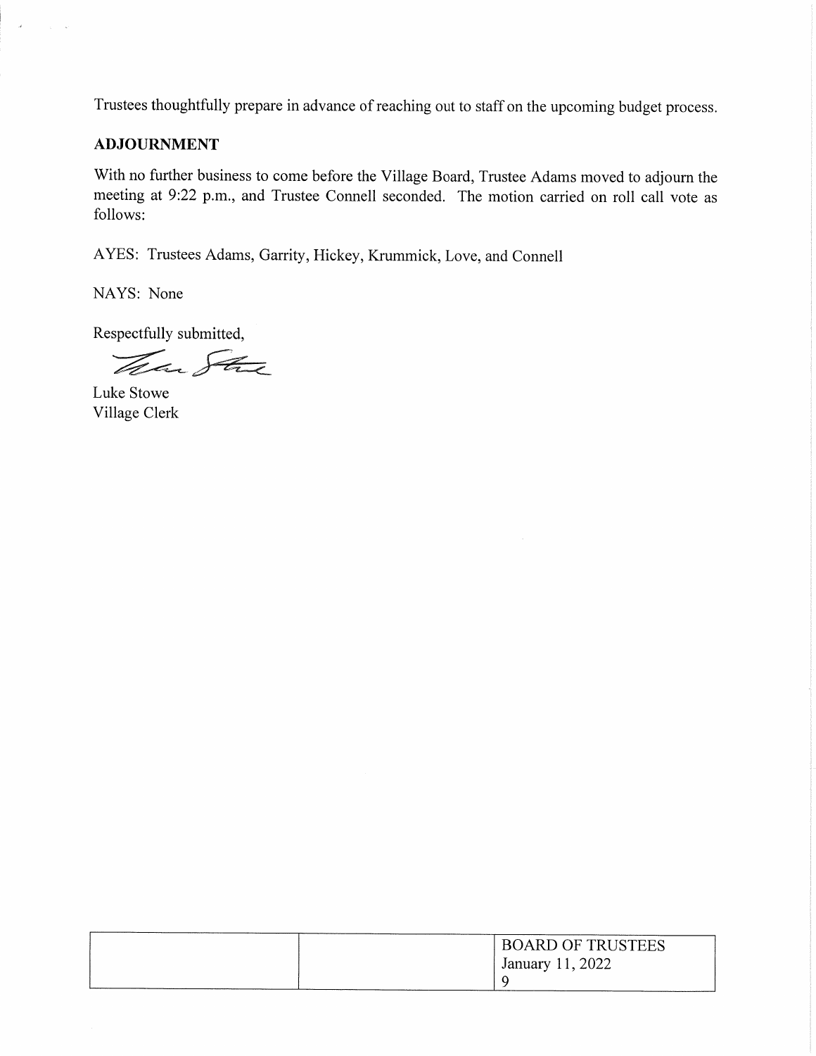Trustees thoughtfully prepare in advance of reaching out to staff on the upcoming budget process.

**ADJOURNMENT**

With no further business to come before the Village Board, Trustee Adams moved to adjourn the meeting at 9:22 p.m., and Trustee Connell seconded. The motion carried on roll call vote as follows:

AYES: Trustees Adams, Garrity, Hickey, Krummick, Love, and Connell

NAYS: None

Respectfully submitted,

Luke Stowe
Village Clerk